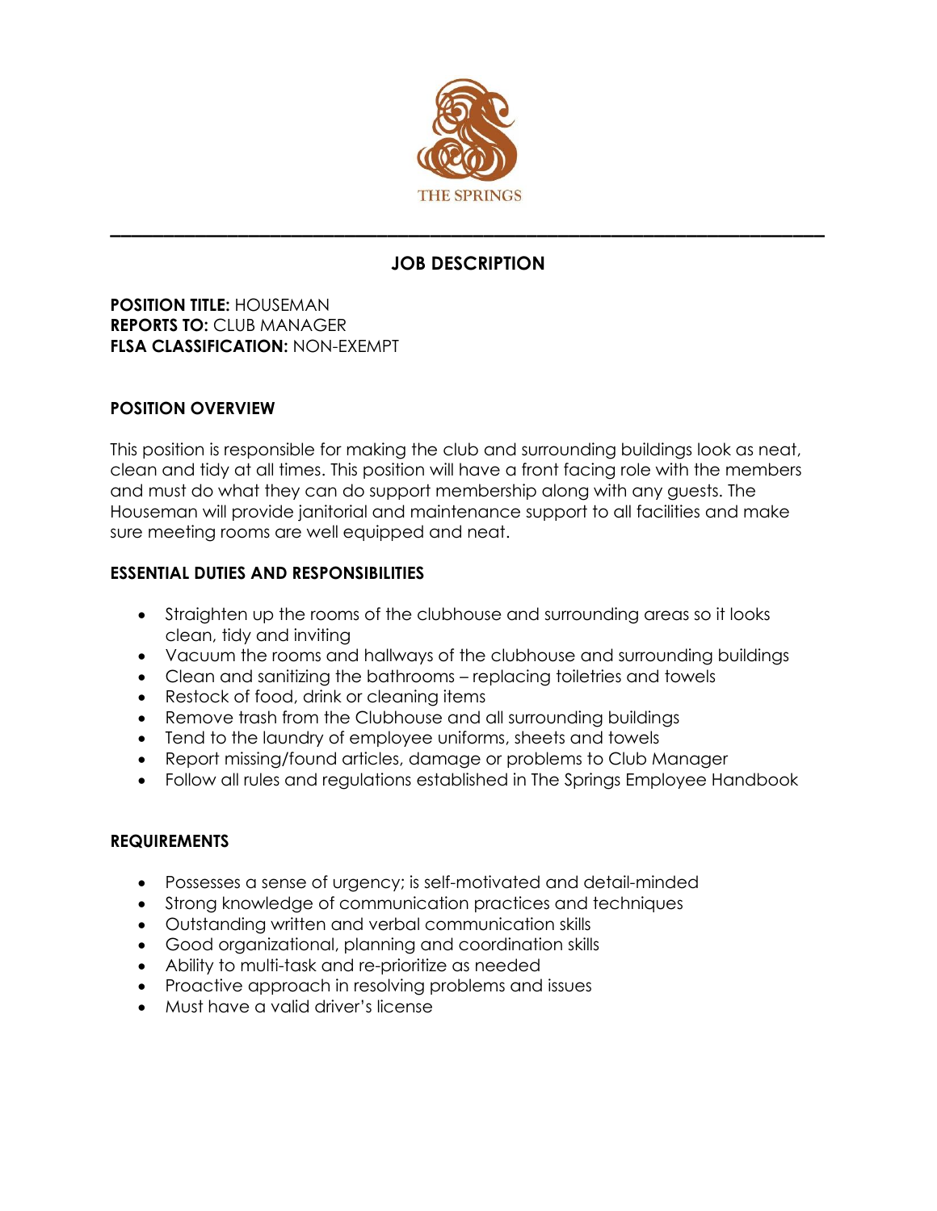THE SPRINGS

---

# JOB DESCRIPTION

**POSITION TITLE:** HOUSEMAN
**REPORTS TO:** CLUB MANAGER
**FLSA CLASSIFICATION:** NON-EXEMPT

## POSITION OVERVIEW

This position is responsible for making the club and surrounding buildings look as neat, clean and tidy at all times. This position will have a front facing role with the members and must do what they can do support membership along with any guests. The Houseman will provide janitorial and maintenance support to all facilities and make sure meeting rooms are well equipped and neat.

## ESSENTIAL DUTIES AND RESPONSIBILITIES

- Straighten up the rooms of the clubhouse and surrounding areas so it looks clean, tidy and inviting
- Vacuum the rooms and hallways of the clubhouse and surrounding buildings
- Clean and sanitizing the bathrooms – replacing toiletries and towels
- Restock of food, drink or cleaning items
- Remove trash from the Clubhouse and all surrounding buildings
- Tend to the laundry of employee uniforms, sheets and towels
- Report missing/found articles, damage or problems to Club Manager
- Follow all rules and regulations established in The Springs Employee Handbook

## REQUIREMENTS

- Possesses a sense of urgency; is self-motivated and detail-minded
- Strong knowledge of communication practices and techniques
- Outstanding written and verbal communication skills
- Good organizational, planning and coordination skills
- Ability to multi-task and re-prioritize as needed
- Proactive approach in resolving problems and issues
- Must have a valid driver's license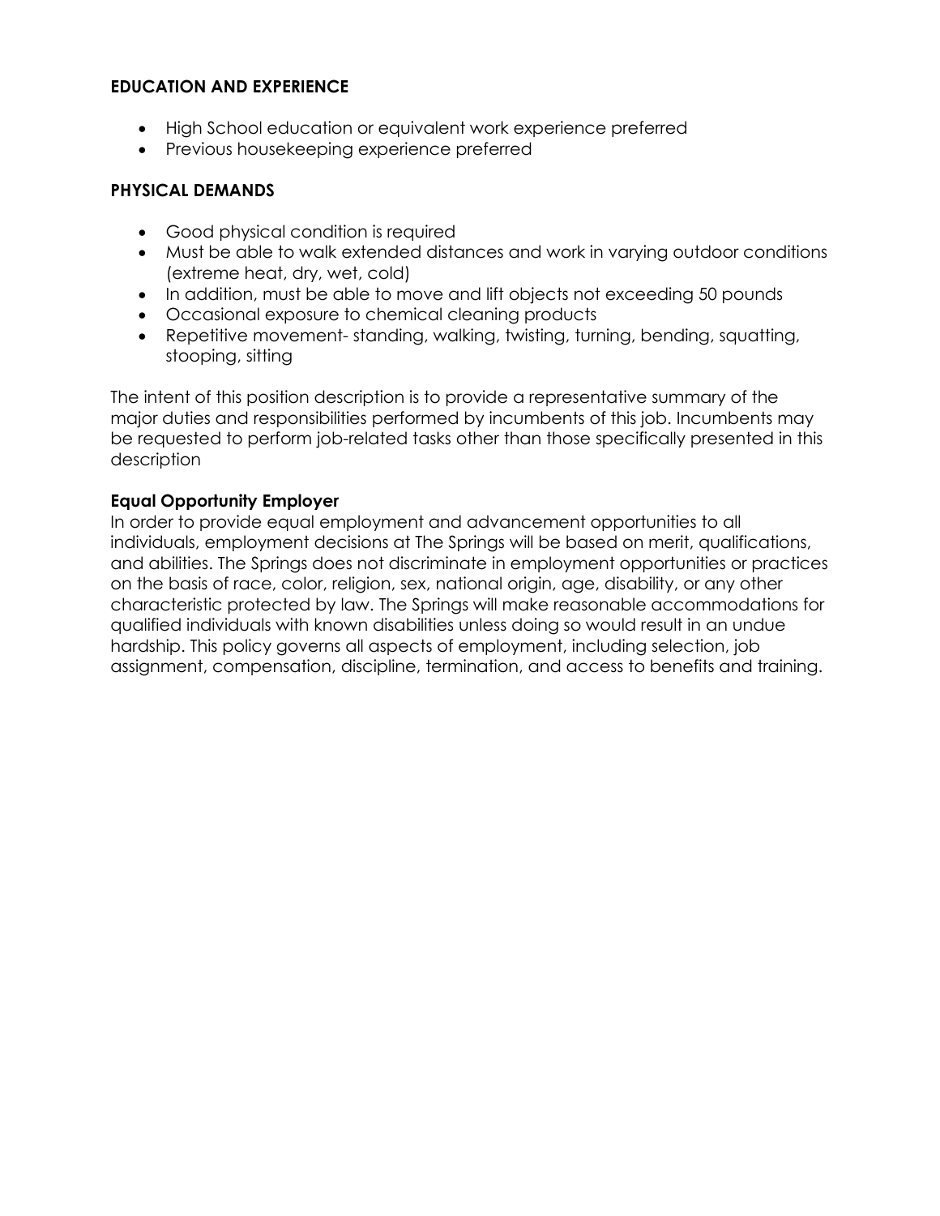**EDUCATION AND EXPERIENCE**

- High School education or equivalent work experience preferred
- Previous housekeeping experience preferred

**PHYSICAL DEMANDS**

- Good physical condition is required
- Must be able to walk extended distances and work in varying outdoor conditions (extreme heat, dry, wet, cold)
- In addition, must be able to move and lift objects not exceeding 50 pounds
- Occasional exposure to chemical cleaning products
- Repetitive movement- standing, walking, twisting, turning, bending, squatting, stooping, sitting

The intent of this position description is to provide a representative summary of the major duties and responsibilities performed by incumbents of this job. Incumbents may be requested to perform job-related tasks other than those specifically presented in this description

**Equal Opportunity Employer**

In order to provide equal employment and advancement opportunities to all individuals, employment decisions at The Springs will be based on merit, qualifications, and abilities. The Springs does not discriminate in employment opportunities or practices on the basis of race, color, religion, sex, national origin, age, disability, or any other characteristic protected by law. The Springs will make reasonable accommodations for qualified individuals with known disabilities unless doing so would result in an undue hardship. This policy governs all aspects of employment, including selection, job assignment, compensation, discipline, termination, and access to benefits and training.